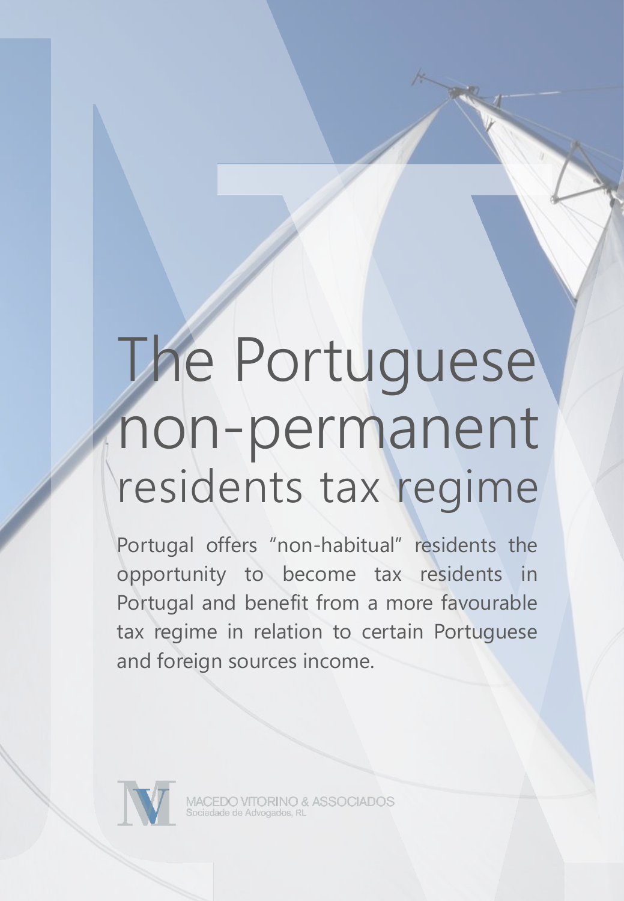# The Portuguese non-permanent residents tax regime

Portugal offers “non-habitual” residents the opportunity to become tax residents in Portugal and benefit from a more favourable tax regime in relation to certain Portuguese and foreign sources income.

MACEDO VITORINO & ASSOCIADOS
Sociedade de Advogados, RL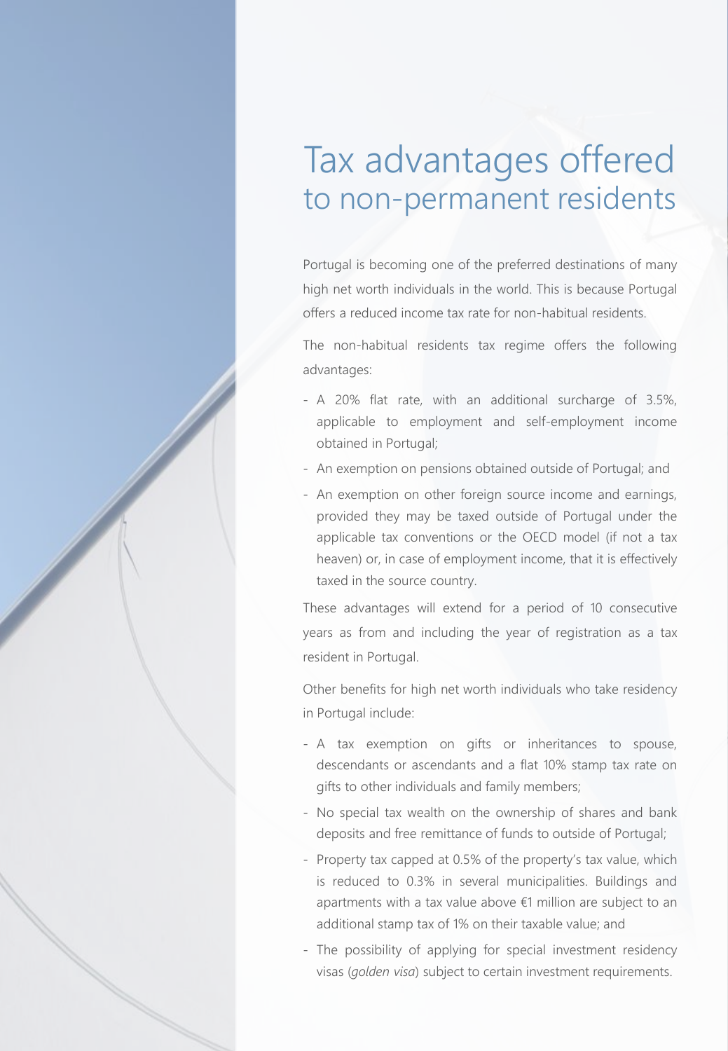# Tax advantages offered to non-permanent residents

Portugal is becoming one of the preferred destinations of many high net worth individuals in the world. This is because Portugal offers a reduced income tax rate for non-habitual residents.

The non-habitual residents tax regime offers the following advantages:

- A 20% flat rate, with an additional surcharge of 3.5%, applicable to employment and self-employment income obtained in Portugal;
- An exemption on pensions obtained outside of Portugal; and
- An exemption on other foreign source income and earnings, provided they may be taxed outside of Portugal under the applicable tax conventions or the OECD model (if not a tax heaven) or, in case of employment income, that it is effectively taxed in the source country.

These advantages will extend for a period of 10 consecutive years as from and including the year of registration as a tax resident in Portugal.

Other benefits for high net worth individuals who take residency in Portugal include:

- A tax exemption on gifts or inheritances to spouse, descendants or ascendants and a flat 10% stamp tax rate on gifts to other individuals and family members;
- No special tax wealth on the ownership of shares and bank deposits and free remittance of funds to outside of Portugal;
- Property tax capped at 0.5% of the property's tax value, which is reduced to 0.3% in several municipalities. Buildings and apartments with a tax value above €1 million are subject to an additional stamp tax of 1% on their taxable value; and
- The possibility of applying for special investment residency visas (*golden visa*) subject to certain investment requirements.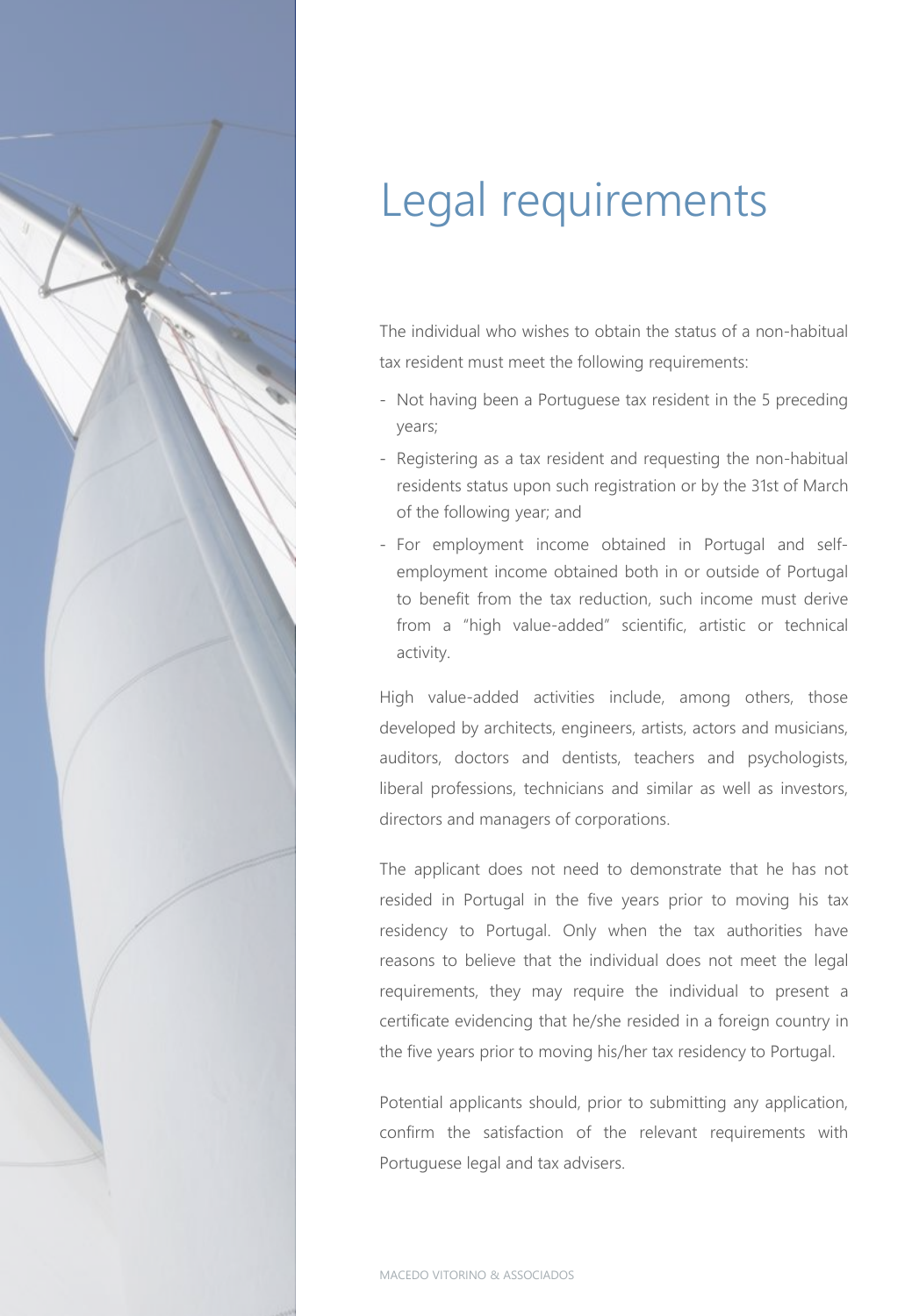# Legal requirements

The individual who wishes to obtain the status of a non-habitual tax resident must meet the following requirements:

- Not having been a Portuguese tax resident in the 5 preceding years;
- Registering as a tax resident and requesting the non-habitual residents status upon such registration or by the 31st of March of the following year; and
- For employment income obtained in Portugal and self-employment income obtained both in or outside of Portugal to benefit from the tax reduction, such income must derive from a "high value-added" scientific, artistic or technical activity.

High value-added activities include, among others, those developed by architects, engineers, artists, actors and musicians, auditors, doctors and dentists, teachers and psychologists, liberal professions, technicians and similar as well as investors, directors and managers of corporations.

The applicant does not need to demonstrate that he has not resided in Portugal in the five years prior to moving his tax residency to Portugal. Only when the tax authorities have reasons to believe that the individual does not meet the legal requirements, they may require the individual to present a certificate evidencing that he/she resided in a foreign country in the five years prior to moving his/her tax residency to Portugal.

Potential applicants should, prior to submitting any application, confirm the satisfaction of the relevant requirements with Portuguese legal and tax advisers.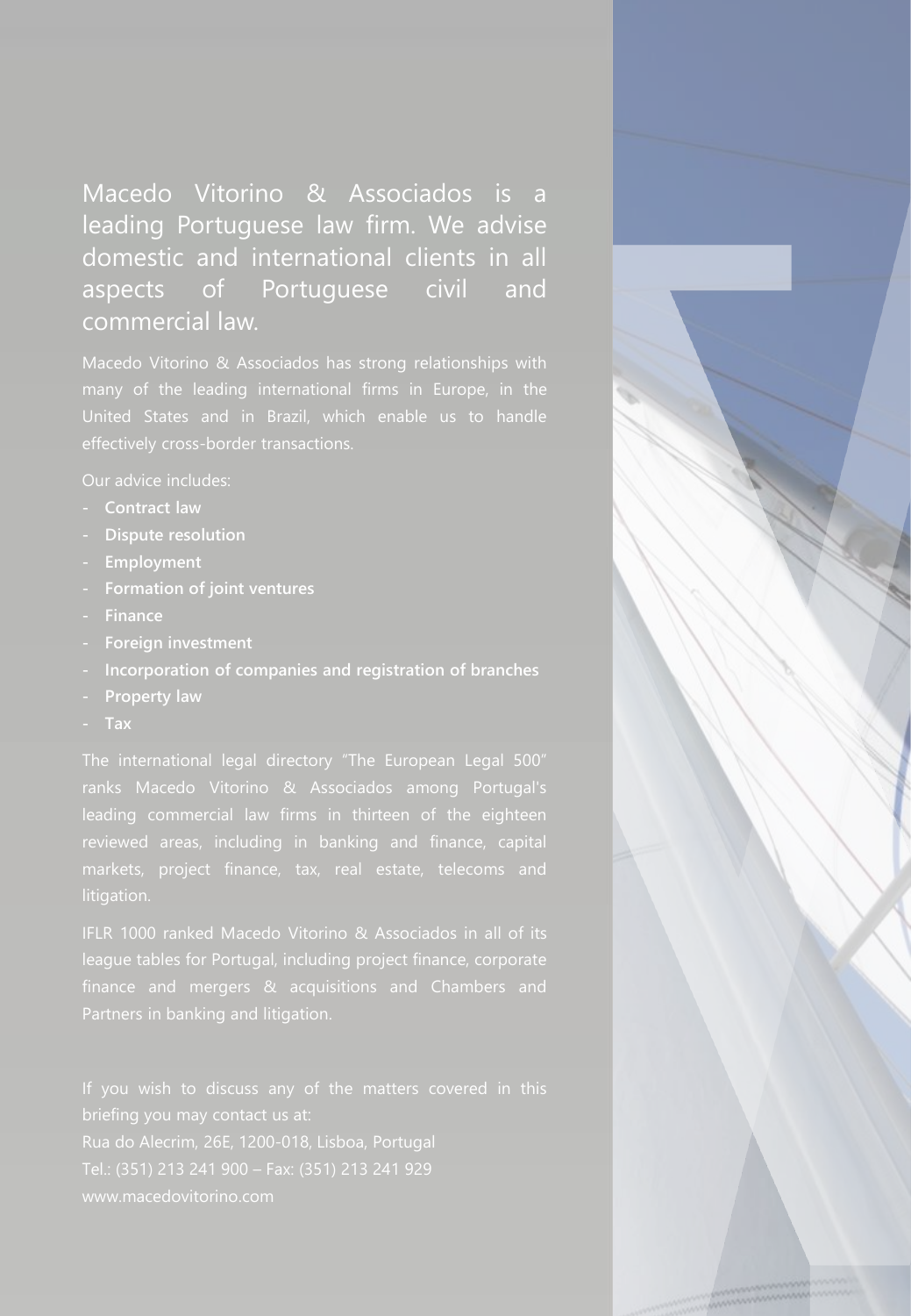Macedo Vitorino & Associados is a leading Portuguese law firm. We advise domestic and international clients in all aspects of Portuguese civil and commercial law.

Macedo Vitorino & Associados has strong relationships with many of the leading international firms in Europe, in the United States and in Brazil, which enable us to handle effectively cross-border transactions.

Our advice includes:

- **Contract law**
- **Dispute resolution**
- **Employment**
- **Formation of joint ventures**
- **Finance**
- **Foreign investment**
- **Incorporation of companies and registration of branches**
- **Property law**
- **Tax**

The international legal directory "The European Legal 500" ranks Macedo Vitorino & Associados among Portugal's leading commercial law firms in thirteen of the eighteen reviewed areas, including in banking and finance, capital markets, project finance, tax, real estate, telecoms and litigation.

IFLR 1000 ranked Macedo Vitorino & Associados in all of its league tables for Portugal, including project finance, corporate finance and mergers & acquisitions and Chambers and Partners in banking and litigation.

If you wish to discuss any of the matters covered in this briefing you may contact us at:
Rua do Alecrim, 26E, 1200-018, Lisboa, Portugal
Tel.: (351) 213 241 900 – Fax: (351) 213 241 929
www.macedovitorino.com